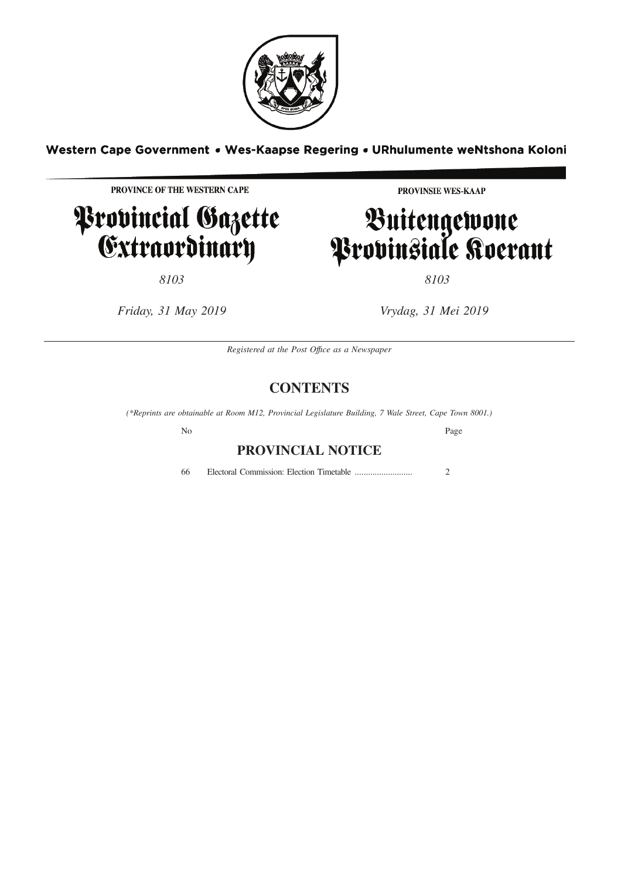Western Cape Government • Wes-Kaapse Regering • URhulumente weNtshona Koloni

**PROVINCE OF THE WESTERN CAPE**

# Provincial Gazette Extraordinary

*8103*

*Friday, 31 May 2019*

**PROVINSIE WES-KAAP**

# Buitengewone Provinsiale Koerant

*8103*

*Vrydag, 31 Mei 2019*

*Registered at the Post Office as a Newspaper*

## CONTENTS

*(\*Reprints are obtainable at Room M12, Provincial Legislature Building, 7 Wale Street, Cape Town 8001.)*

| No | | Page |
|---|---|---|
| | **PROVINCIAL NOTICE** | |
| 66 | Electoral Commission: Election Timetable .......................... | 2 |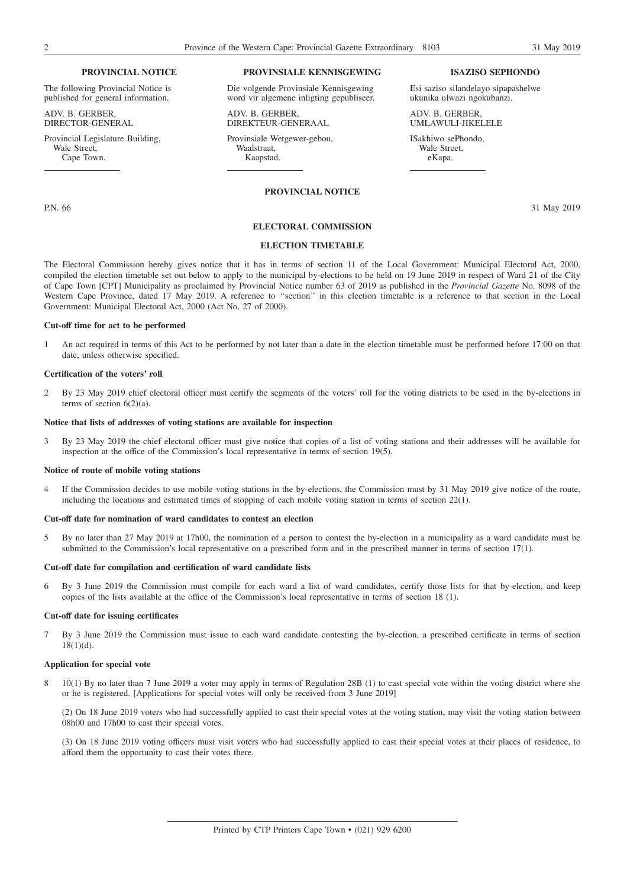| PROVINCIAL NOTICE | PROVINSIALE KENNISGEWING | ISAZISO SEPHONDO |
|---|---|---|
| The following Provincial Notice is published for general information. | Die volgende Provinsiale Kennisgewing word vir algemene inligting gepubliseer. | Esi saziso silandelayo sipapashelwe ukunika ulwazi ngokubanzi. |
| ADV. B. GERBER, DIRECTOR-GENERAL | ADV. B. GERBER, DIREKTEUR-GENERAAL | ADV. B. GERBER, UMLAWULI-JIKELELE |
| Provincial Legislature Building, Wale Street, Cape Town. | Provinsiale Wetgewer-gebou, Waalstraat, Kaapstad. | ISakhiwo sePhondo, Wale Street, eKapa. |

## PROVINCIAL NOTICE

P.N. 66 31 May 2019

### ELECTORAL COMMISSION

### ELECTION TIMETABLE

The Electoral Commission hereby gives notice that it has in terms of section 11 of the Local Government: Municipal Electoral Act, 2000, compiled the election timetable set out below to apply to the municipal by-elections to be held on 19 June 2019 in respect of Ward 21 of the City of Cape Town [CPT] Municipality as proclaimed by Provincial Notice number 63 of 2019 as published in the *Provincial Gazette* No. 8098 of the Western Cape Province, dated 17 May 2019. A reference to "section" in this election timetable is a reference to that section in the Local Government: Municipal Electoral Act, 2000 (Act No. 27 of 2000).

**Cut-off time for act to be performed**

1 An act required in terms of this Act to be performed by not later than a date in the election timetable must be performed before 17:00 on that date, unless otherwise specified.

**Certification of the voters' roll**

2 By 23 May 2019 chief electoral officer must certify the segments of the voters' roll for the voting districts to be used in the by-elections in terms of section 6(2)(a).

**Notice that lists of addresses of voting stations are available for inspection**

3 By 23 May 2019 the chief electoral officer must give notice that copies of a list of voting stations and their addresses will be available for inspection at the office of the Commission's local representative in terms of section 19(5).

**Notice of route of mobile voting stations**

4 If the Commission decides to use mobile voting stations in the by-elections, the Commission must by 31 May 2019 give notice of the route, including the locations and estimated times of stopping of each mobile voting station in terms of section 22(1).

**Cut-off date for nomination of ward candidates to contest an election**

5 By no later than 27 May 2019 at 17h00, the nomination of a person to contest the by-election in a municipality as a ward candidate must be submitted to the Commission's local representative on a prescribed form and in the prescribed manner in terms of section 17(1).

**Cut-off date for compilation and certification of ward candidate lists**

6 By 3 June 2019 the Commission must compile for each ward a list of ward candidates, certify those lists for that by-election, and keep copies of the lists available at the office of the Commission's local representative in terms of section 18 (1).

**Cut-off date for issuing certificates**

7 By 3 June 2019 the Commission must issue to each ward candidate contesting the by-election, a prescribed certificate in terms of section 18(1)(d).

**Application for special vote**

8 10(1) By no later than 7 June 2019 a voter may apply in terms of Regulation 28B (1) to cast special vote within the voting district where she or he is registered. [Applications for special votes will only be received from 3 June 2019]

(2) On 18 June 2019 voters who had successfully applied to cast their special votes at the voting station, may visit the voting station between 08h00 and 17h00 to cast their special votes.

(3) On 18 June 2019 voting officers must visit voters who had successfully applied to cast their special votes at their places of residence, to afford them the opportunity to cast their votes there.